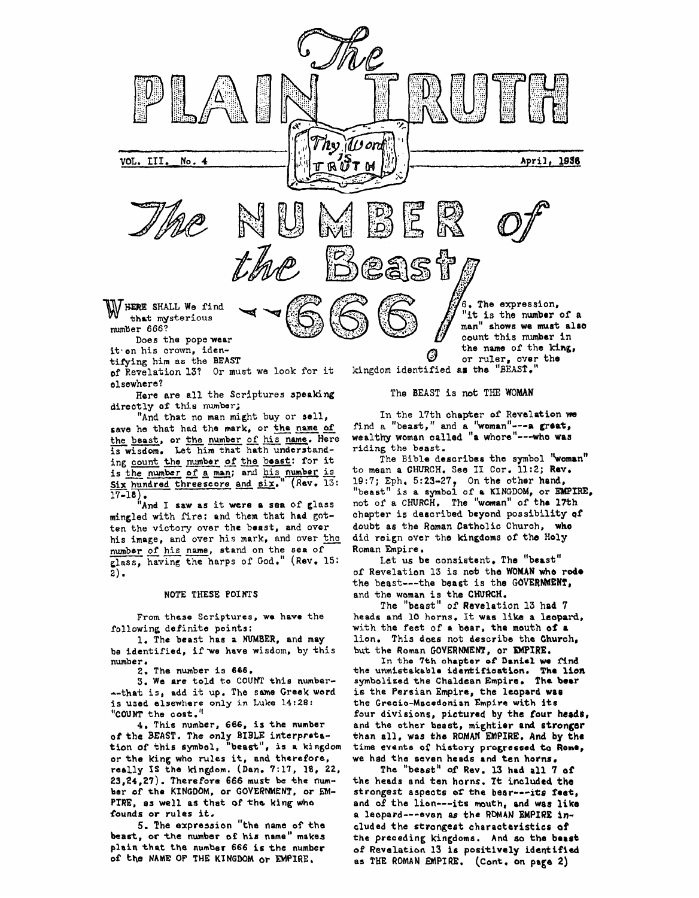# The PLAIN TRUTH

Thy Word is TRUTH

VOL. III. No. 4 April, 1936

# The NUMBER of the Beast—666!

WHERE SHALL We find that mysterious number 666?

Does the pope wear it on his crown, identifying him as the BEAST of Revelation 13? Or must we look for it elsewhere?

Here are all the Scriptures speaking directly of this number;

"And that no man might buy or sell, save he that had the mark, or the name of the beast, or the number of his name. Here is wisdom. Let him that hath understanding count the number of the beast: for it is the number of a man; and his number is Six hundred threescore and six." (Rev. 13: 17-18).

"And I saw as it were a sea of glass mingled with fire: and them that had gotten the victory over the beast, and over his image, and over his mark, and over the number of his name, stand on the sea of glass, having the harps of God." (Rev. 15: 2).

## NOTE THESE POINTS

From these Scriptures, we have the following definite points:

1. The beast has a NUMBER, and may be identified, if we have wisdom, by this number.

2. The number is 666.

3. We are told to COUNT this number—that is, add it up. The same Greek word is used elsewhere only in Luke 14:28: "COUNT the cost."

4. This number, 666, is the number of the BEAST. The only BIBLE interpretation of this symbol, "beast", is a kingdom or the king who rules it, and therefore, really IS the kingdom. (Dan. 7:17, 18, 22, 23,24,27). Therefore 666 must be the number of the KINGDOM, or GOVERNMENT, or EMPIRE, as well as that of the king who founds or rules it.

5. The expression "the name of the beast, or the number of his name" makes plain that the number 666 is the number of the NAME OF THE KINGDOM or EMPIRE.

6. The expression, "it is the number of a man" shows we must also count this number in the name of the king, or ruler, over the kingdom identified as the "BEAST."

## The BEAST is not THE WOMAN

In the 17th chapter of Revelation we find a "beast," and a "woman"—a great, wealthy woman called "a whore"—who was riding the beast.

The Bible describes the symbol "woman" to mean a CHURCH. See II Cor. 11:2; Rev. 19:7; Eph. 5:23-27. On the other hand, "beast" is a symbol of a KINGDOM, or EMPIRE, not of a CHURCH. The "woman" of the 17th chapter is described beyond possibility of doubt as the Roman Catholic Church, who did reign over the kingdoms of the Holy Roman Empire.

Let us be consistent. The "beast" of Revelation 13 is not the WOMAN who rode the beast—the beast is the GOVERNMENT, and the woman is the CHURCH.

The "beast" of Revelation 13 had 7 heads and 10 horns. It was like a leopard, with the feet of a bear, the mouth of a lion. This does not describe the Church, but the Roman GOVERNMENT, or EMPIRE.

In the 7th chapter of Daniel we find the unmistakable identification. The lion symbolized the Chaldean Empire. The bear is the Persian Empire, the leopard was the Grecio-Macedonian Empire with its four divisions, pictured by the four heads, and the other beast, mightier and stronger than all, was the ROMAN EMPIRE. And by the time events of history progressed to Rome, we had the seven heads and ten horns.

The "beast" of Rev. 13 had all 7 of the heads and ten horns. It included the strongest aspects of the bear—its feet, and of the lion—its mouth, and was like a leopard—even as the ROMAN EMPIRE included the strongest characteristics of the preceding kingdoms. And so the beast of Revelation 13 is positively identified as THE ROMAN EMPIRE. (Cont. on page 2)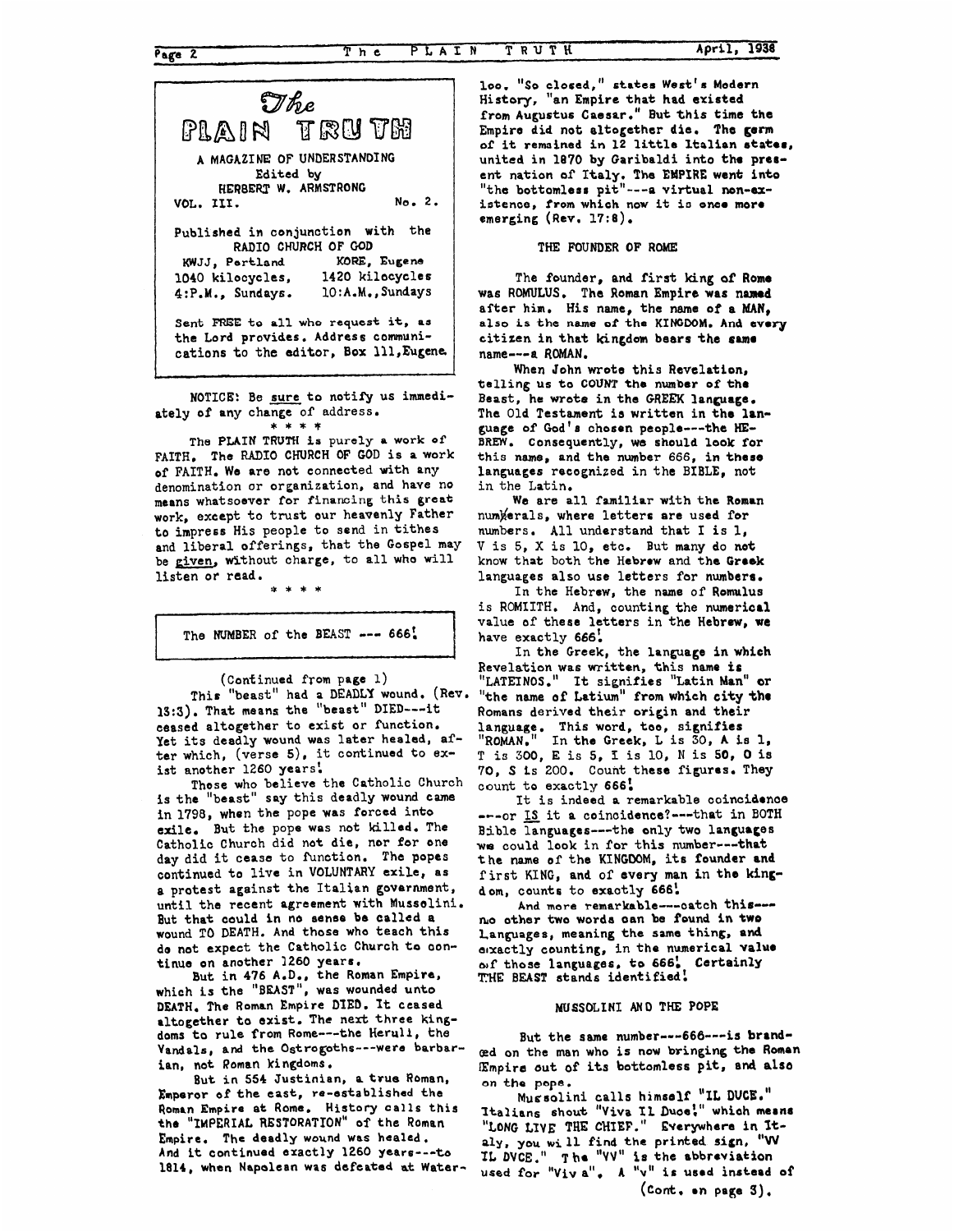# The PLAIN TRUTH

A MAGAZINE OF UNDERSTANDING

Edited by

HERBERT W. ARMSTRONG

VOL. III. No. 2.

Published in conjunction with the RADIO CHURCH OF GOD

| KWJJ, Portland | KORE, Eugene |
|---|---|
| 1040 kilocycles, | 1420 kilocycles |
| 4:P.M., Sundays. | 10:A.M., Sundays |

Sent FREE to all who request it, as the Lord provides. Address communications to the editor, Box 111, Eugene.

NOTICE: Be sure to notify us immediately of any change of address.

\* \* \* \*

The PLAIN TRUTH is purely a work of FAITH. The RADIO CHURCH OF GOD is a work of FAITH. We are not connected with any denomination or organization, and have no means whatsoever for financing this great work, except to trust our heavenly Father to impress His people to send in tithes and liberal offerings, that the Gospel may be given, without charge, to all who will listen or read.

\* \* \* \*

## The NUMBER of the BEAST --- 666!

(Continued from page 1)

This "beast" had a DEADLY wound. (Rev. 13:3). That means the "beast" DIED---it ceased altogether to exist or function. Yet its deadly wound was later healed, after which, (verse 5), it continued to exist another 1260 years!

Those who believe the Catholic Church is the "beast" say this deadly wound came in 1798, when the pope was forced into exile. But the pope was not killed. The Catholic Church did not die, nor for one day did it cease to function. The popes continued to live in VOLUNTARY exile, as a protest against the Italian government, until the recent agreement with Mussolini. But that could in no sense be called a wound TO DEATH. And those who teach this do not expect the Catholic Church to continue on another 1260 years.

But in 476 A.D., the Roman Empire, which is the "BEAST", was wounded unto DEATH. The Roman Empire DIED. It ceased altogether to exist. The next three kingdoms to rule from Rome---the Heruli, the Vandals, and the Ostrogoths---were barbarian, not Roman kingdoms.

But in 554 Justinian, a true Roman, Emperor of the east, re-established the Roman Empire at Rome. History calls this the "IMPERIAL RESTORATION" of the Roman Empire. The deadly wound was healed. And it continued exactly 1260 years---to 1814, when Napoleon was defeated at Waterloo. "So closed," states West's Modern History, "an Empire that had existed from Augustus Caesar." But this time the Empire did not altogether die. The germ of it remained in 12 little Italian states, united in 1870 by Garibaldi into the present nation of Italy. The EMPIRE went into "the bottomless pit"---a virtual non-existence, from which now it is once more emerging (Rev. 17:8).

### THE FOUNDER OF ROME

The founder, and first king of Rome was ROMULUS. The Roman Empire was named after him. His name, the name of a MAN, also is the name of the KINGDOM. And every citizen in that kingdom bears the same name---a ROMAN.

When John wrote this Revelation, telling us to COUNT the number of the Beast, he wrote in the GREEK language. The Old Testament is written in the language of God's chosen people---the HEBREW. Consequently, we should look for this name, and the number 666, in these languages recognized in the BIBLE, not in the Latin.

We are all familiar with the Roman numerals, where letters are used for numbers. All understand that I is 1, V is 5, X is 10, etc. But many do not know that both the Hebrew and the Greek languages also use letters for numbers.

In the Hebrew, the name of Romulus is ROMIITH. And, counting the numerical value of these letters in the Hebrew, we have exactly 666!

In the Greek, the language in which Revelation was written, this name is "LATEINOS." It signifies "Latin Man" or "the name of Latium" from which city the Romans derived their origin and their language. This word, too, signifies "ROMAN." In the Greek, L is 30, A is 1, T is 300, E is 5, I is 10, N is 50, O is 70, S is 200. Count these figures. They count to exactly 666!

It is indeed a remarkable coincidence ---or IS it a coincidence?---that in BOTH Bible languages---the only two languages we could look in for this number---that the name of the KINGDOM, its founder and first KING, and of every man in the kingdom, counts to exactly 666!

And more remarkable---catch this--- no other two words can be found in two languages, meaning the same thing, and exactly counting, in the numerical value of those languages, to 666! Certainly THE BEAST stands identified!

### MUSSOLINI AND THE POPE

But the same number---666---is branded on the man who is now bringing the Roman Empire out of its bottomless pit, and also on the pope.

Mussolini calls himself "IL DUCE." Italians shout "Viva Il Duce!" which means "LONG LIVE THE CHIEF." Everywhere in Italy, you will find the printed sign, "VV IL DVCE." The "VV" is the abbreviation used for "Viva". A "v" is used instead of

(Cont. on page 3).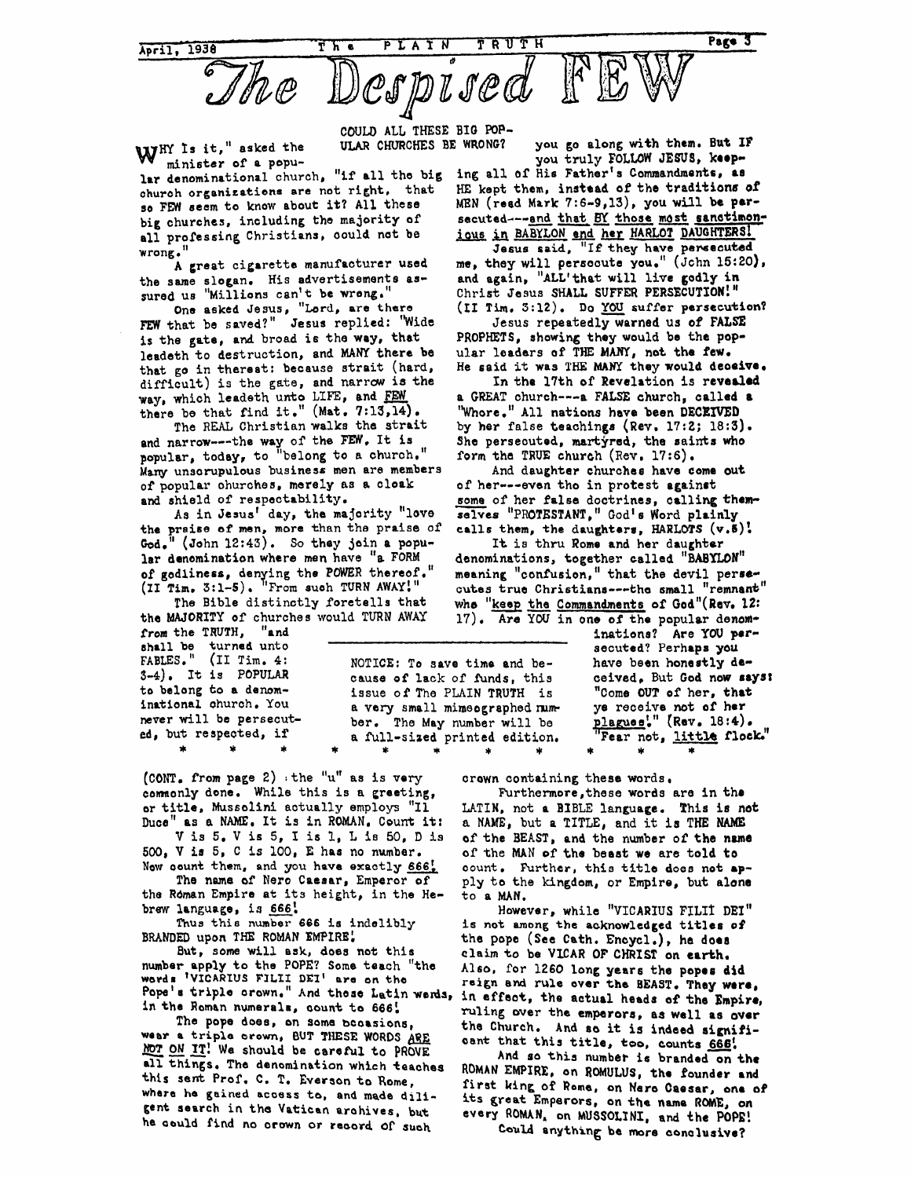# The Despised FEW

## COULD ALL THESE BIG POPULAR CHURCHES BE WRONG?

"WHY Is it," asked the minister of a popular denominational church, "if all the big church organizations are not right, that so FEW seem to know about it? All these big churches, including the majority of all professing Christians, could not be wrong."

A great cigarette manufacturer used the same slogan. His advertisements assured us "Millions can't be wrong."

One asked Jesus, "Lord, are there FEW that be saved?" Jesus replied: "Wide is the gate, and broad is the way, that leadeth to destruction, and MANY there be that go in thereat: because strait (hard, difficult) is the gate, and narrow is the way, which leadeth unto LIFE, and FEW there be that find it." (Mat. 7:13,14).

The REAL Christian walks the strait and narrow---the way of the FEW. It is popular, today, to "belong to a church." Many unscrupulous business men are members of popular churches, merely as a cloak and shield of respectability.

As in Jesus' day, the majority "love the praise of men, more than the praise of God." (John 12:43). So they join a popular denomination where men have "a FORM of godliness, denying the POWER thereof." (II Tim. 3:1-5). "From such TURN AWAY!"

The Bible distinctly foretells that the MAJORITY of churches would TURN AWAY from the TRUTH, "and shall be turned unto FABLES." (II Tim. 4:3-4). It is POPULAR to belong to a denominational church. You never will be persecuted, but respected, if you go along with them. But IF you truly FOLLOW JESUS, keeping all of His Father's Commandments, as HE kept them, instead of the traditions of MEN (read Mark 7:6-9,13), you will be persecuted---and that BY those most sanctimonious in BABYLON and her HARLOT DAUGHTERS!

Jesus said, "If they have persecuted me, they will persecute you." (John 15:20), and again, "ALL that will live godly in Christ Jesus SHALL SUFFER PERSECUTION!" (II Tim. 3:12). Do YOU suffer persecution?

Jesus repeatedly warned us of FALSE PROPHETS, showing they would be the popular leaders of THE MANY, not the few. He said it was THE MANY they would deceive.

In the 17th of Revelation is revealed a GREAT church---a FALSE church, called a "Whore." All nations have been DECEIVED by her false teachings (Rev. 17:2; 18:3). She persecuted, martyred, the saints who form the TRUE church (Rev. 17:6).

And daughter churches have come out of her---even tho in protest against some of her false doctrines, calling themselves "PROTESTANT," God's Word plainly calls them, the daughters, HARLOTS (v.5)!

It is thru Rome and her daughter denominations, together called "BABYLON" meaning "confusion," that the devil persecutes true Christians---the small "remnant" who "keep the Commandments of God"(Rev. 12:17). Are YOU in one of the popular denominations? Are YOU persecuted? Perhaps you have been honestly deceived, But God now says: "Come OUT of her, that ye receive not of her plagues!" (Rev. 18:4). "Fear not, little flock."

\* \* \*

NOTICE: To save time and because of lack of funds, this issue of The PLAIN TRUTH is a very small mimeographed number. The May number will be a full-sized printed edition.

\* \* \*

(CONT. from page 2) the "u" as is very commonly done. While this is a greeting, or title, Mussolini actually employs "Il Duce" as a NAME. It is in ROMAN. Count it: V is 5, V is 5, I is 1, L is 50, D is 500, V is 5, C is 100, E has no number. Now count them, and you have exactly 666!

The name of Nero Caesar, Emperor of the Roman Empire at its height, in the Hebrew language, is 666!

Thus this number 666 is indelibly BRANDED upon THE ROMAN EMPIRE!

But, some will ask, does not this number apply to the POPE? Some teach "the words 'VICARIUS FILII DEI' are on the Pope's triple crown." And these Latin words, in the Roman numerals, count to 666!

The pope does, on some occasions, wear a triple crown, BUT THESE WORDS ARE NOT ON IT! We should be careful to PROVE all things. The denomination which teaches this sent Prof. C. T. Everson to Rome, where he gained access to, and made diligent search in the Vatican archives, but he could find no crown or record of such crown containing these words.

Furthermore, these words are in the LATIN, not a BIBLE language. This is not a NAME, but a TITLE, and it is THE NAME of the BEAST, and the number of the name of the MAN of the beast we are told to count. Further, this title does not apply to the kingdom, or Empire, but alone to a MAN.

However, while "VICARIUS FILII DEI" is not among the acknowledged titles of the pope (See Cath. Encycl.), he does claim to be VICAR OF CHRIST on earth. Also, for 1260 long years the popes did reign and rule over the BEAST. They were, in effect, the actual heads of the Empire, ruling over the emperors, as well as over the Church. And so it is indeed significant that this title, too, counts 666!

And so this number is branded on the ROMAN EMPIRE, on ROMULUS, the founder and first king of Rome, on Nero Caesar, one of its great Emperors, on the name ROME, on every ROMAN, on MUSSOLINI, and the POPE!

Could anything be more conclusive?